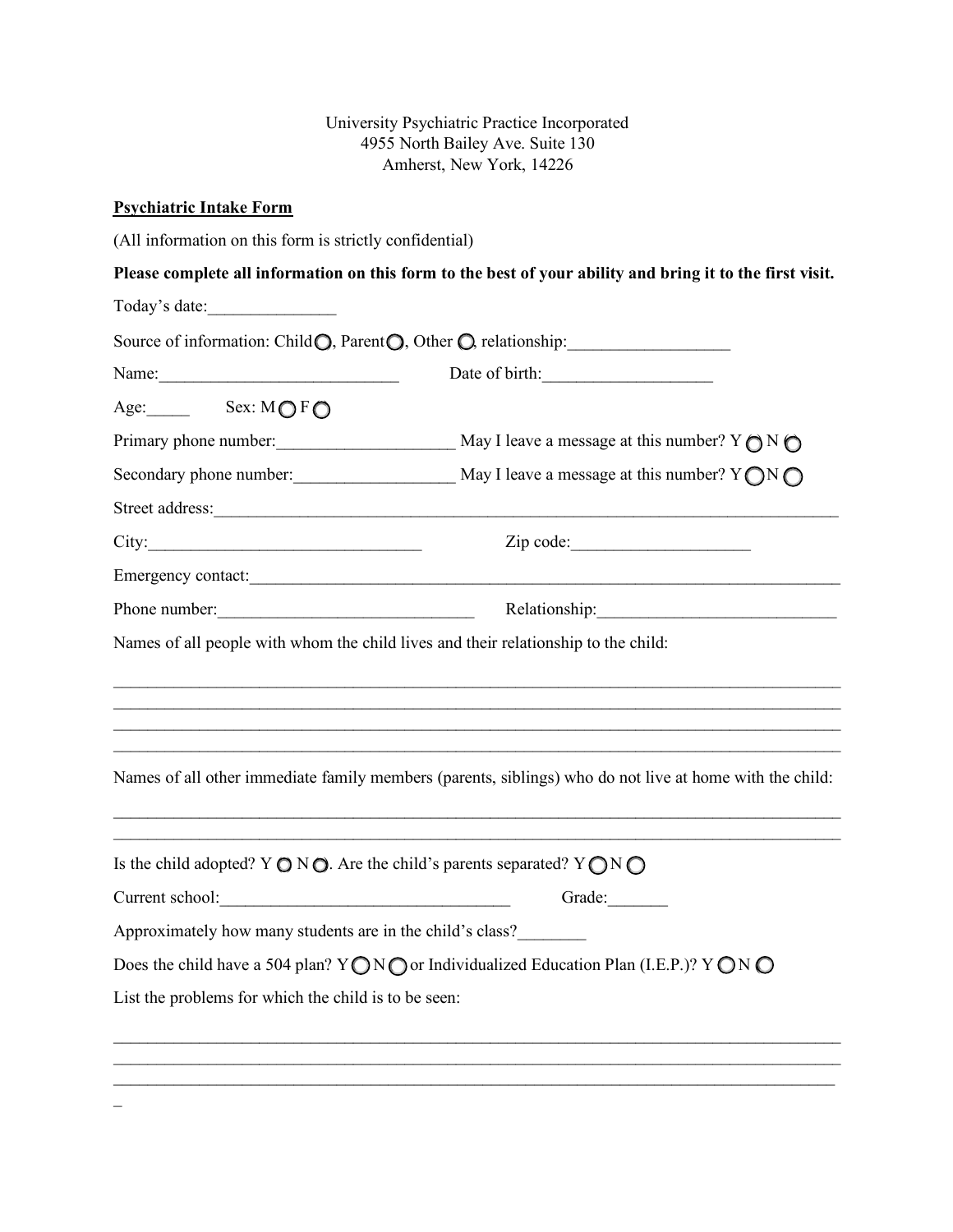University Psychiatric Practice Incorporated
4955 North Bailey Ave. Suite 130
Amherst, New York, 14226

**Psychiatric Intake Form**

(All information on this form is strictly confidential)

**Please complete all information on this form to the best of your ability and bring it to the first visit.**

Today's date:_______________

Source of information: Child ◯, Parent ◯, Other ◯, relationship:___________________

Name:____________________________ Date of birth:____________________

Age:_____ Sex: M ◯ F ◯

Primary phone number:_____________________ May I leave a message at this number? Y ◯ N ◯

Secondary phone number:___________________ May I leave a message at this number? Y ◯ N ◯

Street address:___________________________________________________________________________

City:________________________________ Zip code:_____________________

Emergency contact:_________________________________________________________________________

Phone number:______________________________ Relationship:___________________________

Names of all people with whom the child lives and their relationship to the child:

_____________________________________________________________________________________
_____________________________________________________________________________________
_____________________________________________________________________________________
_____________________________________________________________________________________

Names of all other immediate family members (parents, siblings) who do not live at home with the child:

_____________________________________________________________________________________
_____________________________________________________________________________________

Is the child adopted? Y ◯ N ◯. Are the child's parents separated? Y ◯ N ◯

Current school:___________________________________ Grade:_______

Approximately how many students are in the child's class?________

Does the child have a 504 plan? Y ◯ N ◯ or Individualized Education Plan (I.E.P.)? Y ◯ N ◯

List the problems for which the child is to be seen:

_____________________________________________________________________________________
_____________________________________________________________________________________
_____________________________________________________________________________________
_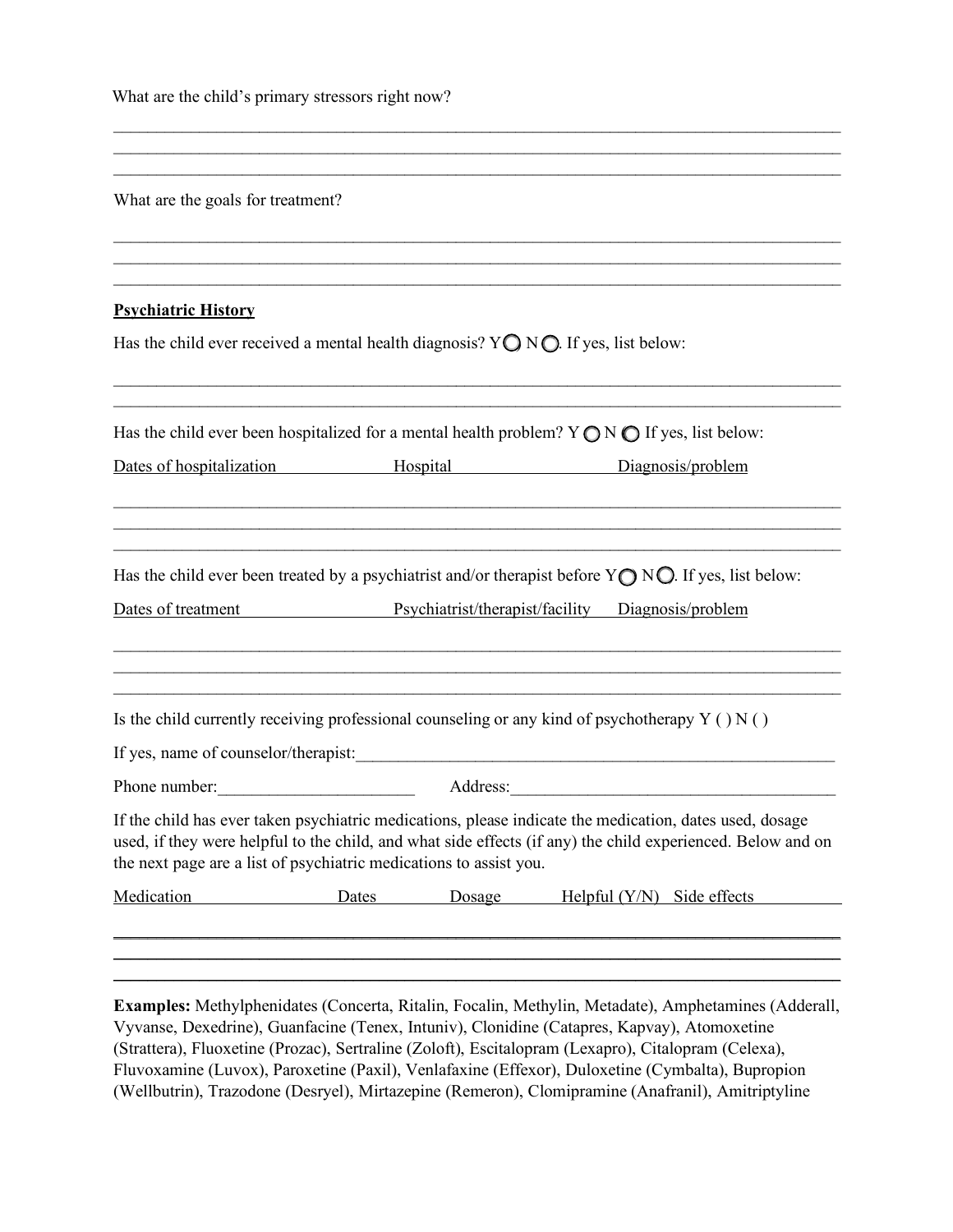What are the child's primary stressors right now?

_______________________________________________________________________________
_______________________________________________________________________________
_______________________________________________________________________________

What are the goals for treatment?

_______________________________________________________________________________
_______________________________________________________________________________
_______________________________________________________________________________

**Psychiatric History**

Has the child ever received a mental health diagnosis? Y◯ N◯. If yes, list below:

_______________________________________________________________________________
_______________________________________________________________________________

Has the child ever been hospitalized for a mental health problem? Y ◯ N ◯ If yes, list below:

| Dates of hospitalization | Hospital | Diagnosis/problem |
|---|---|---|
| | | |
| | | |
| | | |

Has the child ever been treated by a psychiatrist and/or therapist before Y◯ N◯. If yes, list below:

| Dates of treatment | Psychiatrist/therapist/facility | Diagnosis/problem |
|---|---|---|
| | | |
| | | |
| | | |

Is the child currently receiving professional counseling or any kind of psychotherapy Y ( ) N ( )

If yes, name of counselor/therapist:_______________________________________________

Phone number:______________________ Address:_____________________________________

If the child has ever taken psychiatric medications, please indicate the medication, dates used, dosage used, if they were helpful to the child, and what side effects (if any) the child experienced. Below and on the next page are a list of psychiatric medications to assist you.

| Medication | Dates | Dosage | Helpful (Y/N) | Side effects |
|---|---|---|---|---|
| | | | | |
| | | | | |
| | | | | |

**Examples:** Methylphenidates (Concerta, Ritalin, Focalin, Methylin, Metadate), Amphetamines (Adderall, Vyvanse, Dexedrine), Guanfacine (Tenex, Intuniv), Clonidine (Catapres, Kapvay), Atomoxetine (Strattera), Fluoxetine (Prozac), Sertraline (Zoloft), Escitalopram (Lexapro), Citalopram (Celexa), Fluvoxamine (Luvox), Paroxetine (Paxil), Venlafaxine (Effexor), Duloxetine (Cymbalta), Bupropion (Wellbutrin), Trazodone (Desryel), Mirtazepine (Remeron), Clomipramine (Anafranil), Amitriptyline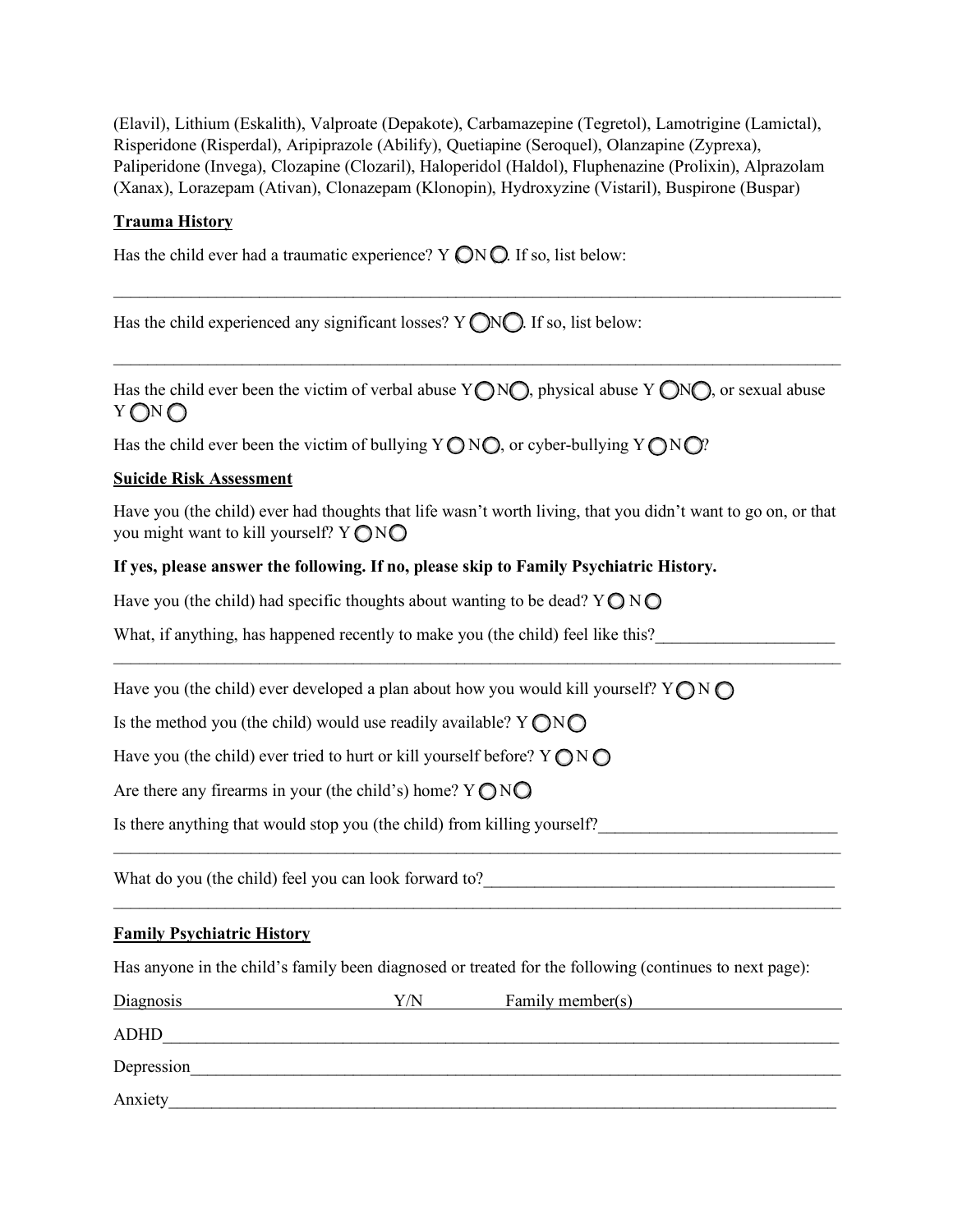(Elavil), Lithium (Eskalith), Valproate (Depakote), Carbamazepine (Tegretol), Lamotrigine (Lamictal), Risperidone (Risperdal), Aripiprazole (Abilify), Quetiapine (Seroquel), Olanzapine (Zyprexa), Paliperidone (Invega), Clozapine (Clozaril), Haloperidol (Haldol), Fluphenazine (Prolixin), Alprazolam (Xanax), Lorazepam (Ativan), Clonazepam (Klonopin), Hydroxyzine (Vistaril), Buspirone (Buspar)

## Trauma History

Has the child ever had a traumatic experience? Y ◯ N ◯. If so, list below:

_______________________________________________________________________________________

Has the child experienced any significant losses? Y ◯ N ◯. If so, list below:

_______________________________________________________________________________________

Has the child ever been the victim of verbal abuse Y ◯ N ◯, physical abuse Y ◯ N ◯, or sexual abuse Y ◯ N ◯

Has the child ever been the victim of bullying Y ◯ N ◯, or cyber-bullying Y ◯ N ◯?

## Suicide Risk Assessment

Have you (the child) ever had thoughts that life wasn't worth living, that you didn't want to go on, or that you might want to kill yourself? Y ◯ N ◯

**If yes, please answer the following. If no, please skip to Family Psychiatric History.**

Have you (the child) had specific thoughts about wanting to be dead? Y ◯ N ◯

What, if anything, has happened recently to make you (the child) feel like this?_____________________

_______________________________________________________________________________________

Have you (the child) ever developed a plan about how you would kill yourself? Y ◯ N ◯

Is the method you (the child) would use readily available? Y ◯ N ◯

Have you (the child) ever tried to hurt or kill yourself before? Y ◯ N ◯

Are there any firearms in your (the child's) home? Y ◯ N ◯

Is there anything that would stop you (the child) from killing yourself?___________________________

_______________________________________________________________________________________

What do you (the child) feel you can look forward to?__________________________________________

_______________________________________________________________________________________

## Family Psychiatric History

Has anyone in the child's family been diagnosed or treated for the following (continues to next page):

| Diagnosis | Y/N | Family member(s) |
|---|---|---|
| ADHD | | |
| Depression | | |
| Anxiety | | |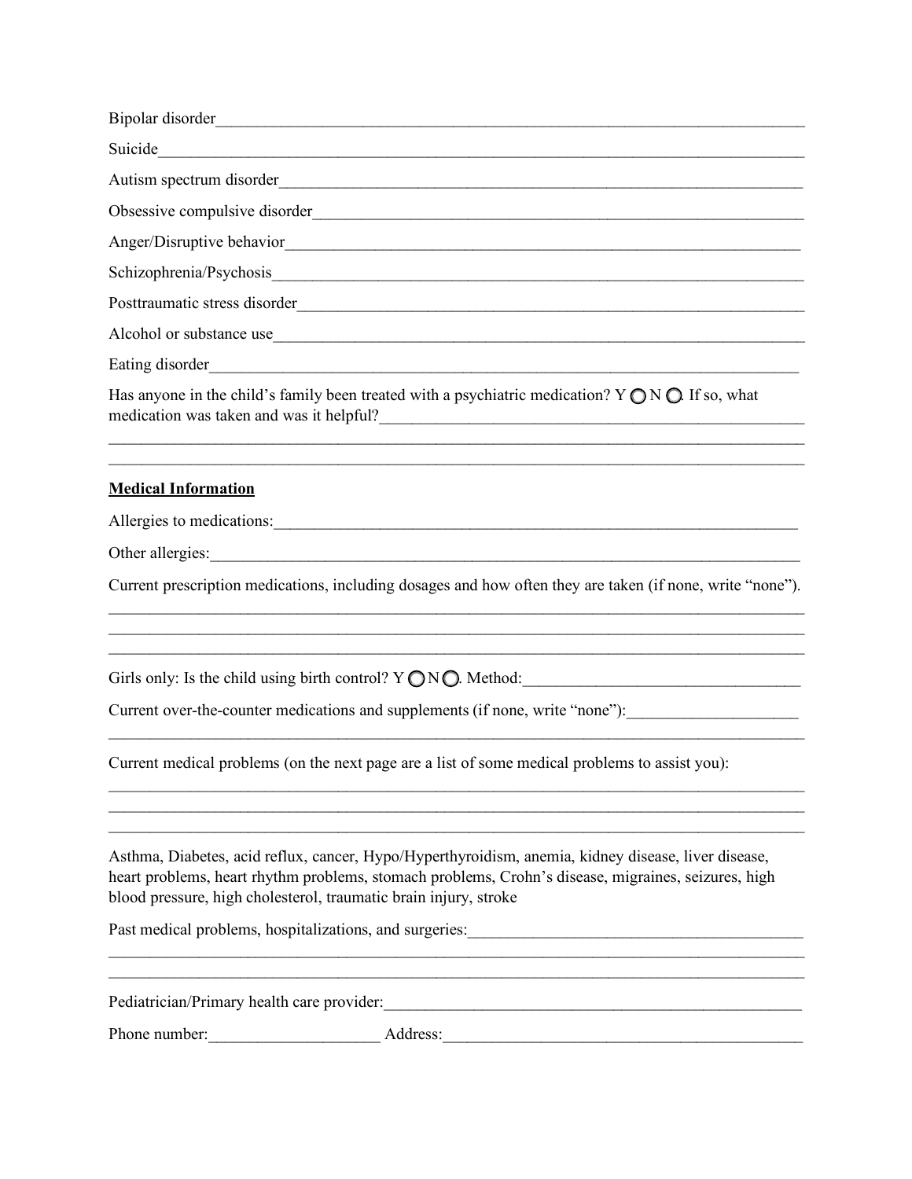Bipolar disorder_______________________________________________________________________

Suicide_______________________________________________________________________________

Autism spectrum disorder_________________________________________________________________

Obsessive compulsive disorder______________________________________________________________

Anger/Disruptive behavior_________________________________________________________________

Schizophrenia/Psychosis__________________________________________________________________

Posttraumatic stress disorder_______________________________________________________________

Alcohol or substance use__________________________________________________________________

Eating disorder___________________________________________________________________________

Has anyone in the child's family been treated with a psychiatric medication? Y ◯ N ◯. If so, what medication was taken and was it helpful?_______________________________________________________

_________________________________________________________________________________________

_________________________________________________________________________________________

**Medical Information**

Allergies to medications:___________________________________________________________________

Other allergies:__________________________________________________________________________

Current prescription medications, including dosages and how often they are taken (if none, write "none").

_________________________________________________________________________________________

_________________________________________________________________________________________

_________________________________________________________________________________________

Girls only: Is the child using birth control? Y ◯ N ◯. Method:________________________________

Current over-the-counter medications and supplements (if none, write "none"):____________________

_________________________________________________________________________________________

Current medical problems (on the next page are a list of some medical problems to assist you):

_________________________________________________________________________________________

_________________________________________________________________________________________

_________________________________________________________________________________________

Asthma, Diabetes, acid reflux, cancer, Hypo/Hyperthyroidism, anemia, kidney disease, liver disease, heart problems, heart rhythm problems, stomach problems, Crohn's disease, migraines, seizures, high blood pressure, high cholesterol, traumatic brain injury, stroke

Past medical problems, hospitalizations, and surgeries:_______________________________________

_________________________________________________________________________________________

_________________________________________________________________________________________

Pediatrician/Primary health care provider:___________________________________________________

Phone number:____________________ Address:_____________________________________________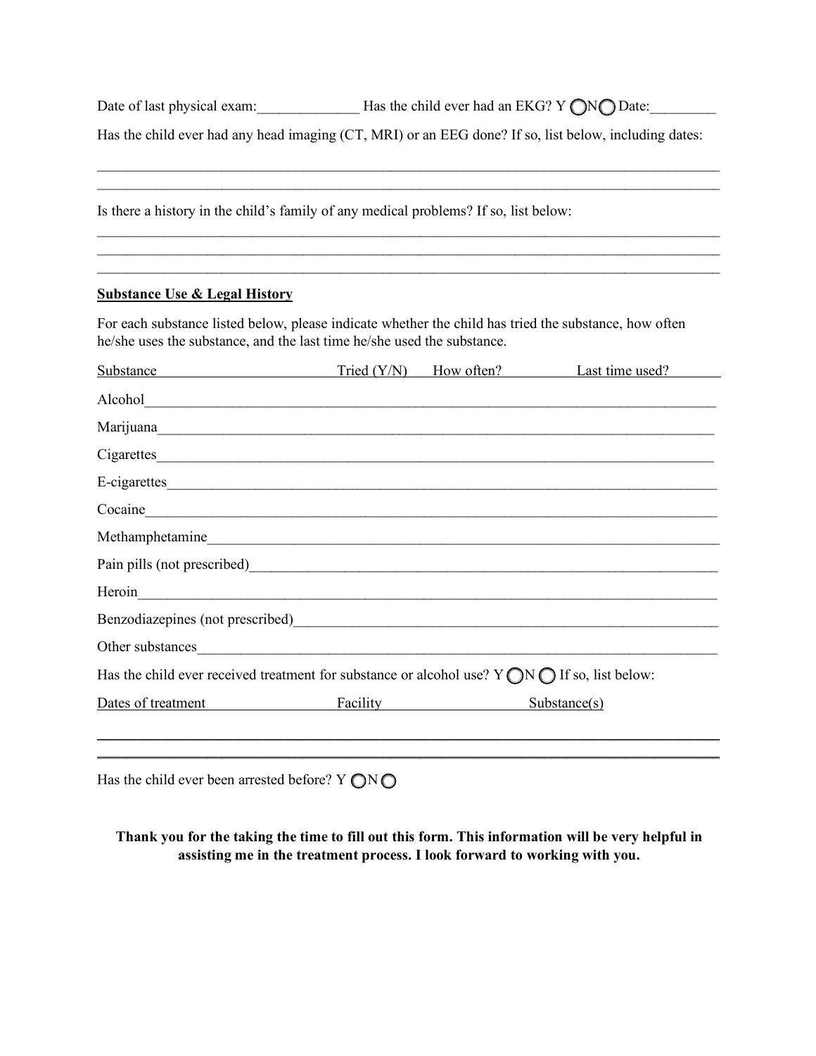Date of last physical exam:______________ Has the child ever had an EKG? Y ◯ N ◯ Date:_________

Has the child ever had any head imaging (CT, MRI) or an EEG done? If so, list below, including dates:

_______________________________________________________________________________________

_______________________________________________________________________________________

Is there a history in the child's family of any medical problems? If so, list below:

_______________________________________________________________________________________

_______________________________________________________________________________________

_______________________________________________________________________________________

**Substance Use & Legal History**

For each substance listed below, please indicate whether the child has tried the substance, how often he/she uses the substance, and the last time he/she used the substance.

| Substance | Tried (Y/N) | How often? | Last time used? |
|---|---|---|---|
| Alcohol | | | |
| Marijuana | | | |
| Cigarettes | | | |
| E-cigarettes | | | |
| Cocaine | | | |
| Methamphetamine | | | |
| Pain pills (not prescribed) | | | |
| Heroin | | | |
| Benzodiazepines (not prescribed) | | | |
| Other substances | | | |

Has the child ever received treatment for substance or alcohol use? Y ◯ N ◯ If so, list below:

| Dates of treatment | Facility | Substance(s) |
|---|---|---|
| | | |
| | | |

Has the child ever been arrested before? Y ◯ N ◯

**Thank you for the taking the time to fill out this form. This information will be very helpful in assisting me in the treatment process. I look forward to working with you.**